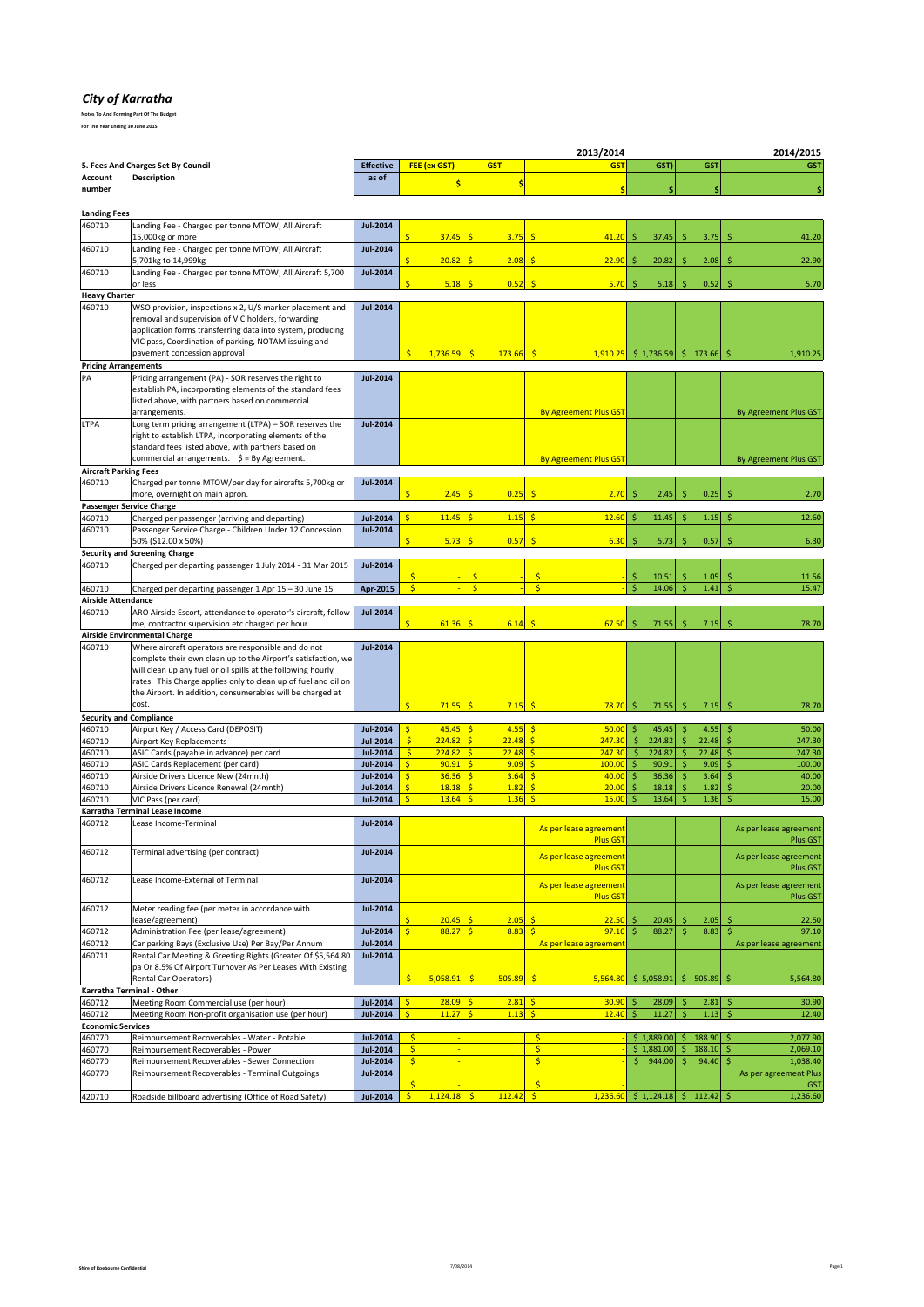# City of Karratha

**Notes To And Forming Part Of The Budget**

**For The Year Ending 30 June 2015**

| 5. Fees And Charges Set By Council | | Effective | 2013/2014 | | | 2014/2015 | | |
|---|---|---|---|---|---|---|---|---|
| Account number | Description | as of | FEE (ex GST) $ | GST $ | GST $ | GST) $ | GST $ | GST $ |
| **Landing Fees** | | | | | | | | |
| 460710 | Landing Fee - Charged per tonne MTOW; All Aircraft 15,000kg or more | Jul-2014 | $ 37.45 | $ 3.75 | $ 41.20 | $ 37.45 | $ 3.75 | $ 41.20 |
| 460710 | Landing Fee - Charged per tonne MTOW; All Aircraft 5,701kg to 14,999kg | Jul-2014 | $ 20.82 | $ 2.08 | $ 22.90 | $ 20.82 | $ 2.08 | $ 22.90 |
| 460710 | Landing Fee - Charged per tonne MTOW; All Aircraft 5,700 or less | Jul-2014 | $ 5.18 | $ 0.52 | $ 5.70 | $ 5.18 | $ 0.52 | $ 5.70 |
| **Heavy Charter** | | | | | | | | |
| 460710 | WSO provision, inspections x 2, U/S marker placement and removal and supervision of VIC holders, forwarding application forms transferring data into system, producing VIC pass, Coordination of parking, NOTAM issuing and pavement concession approval | Jul-2014 | $ 1,736.59 | $ 173.66 | $ 1,910.25 | $ 1,736.59 | $ 173.66 | $ 1,910.25 |
| **Pricing Arrangements** | | | | | | | | |
| PA | Pricing arrangement (PA) - SOR reserves the right to establish PA, incorporating elements of the standard fees listed above, with partners based on commercial arrangements. | Jul-2014 | | | By Agreement Plus GST | | | By Agreement Plus GST |
| LTPA | Long term pricing arrangement (LTPA) – SOR reserves the right to establish LTPA, incorporating elements of the standard fees listed above, with partners based on commercial arrangements. $ = By Agreement. | Jul-2014 | | | By Agreement Plus GST | | | By Agreement Plus GST |
| **Aircraft Parking Fees** | | | | | | | | |
| 460710 | Charged per tonne MTOW/per day for aircrafts 5,700kg or more, overnight on main apron. | Jul-2014 | $ 2.45 | $ 0.25 | $ 2.70 | $ 2.45 | $ 0.25 | $ 2.70 |
| **Passenger Service Charge** | | | | | | | | |
| 460710 | Charged per passenger (arriving and departing) | Jul-2014 | $ 11.45 | $ 1.15 | $ 12.60 | $ 11.45 | $ 1.15 | $ 12.60 |
| 460710 | Passenger Service Charge - Children Under 12 Concession 50% ($12.00 x 50%) | Jul-2014 | $ 5.73 | $ 0.57 | $ 6.30 | $ 5.73 | $ 0.57 | $ 6.30 |
| **Security and Screening Charge** | | | | | | | | |
| 460710 | Charged per departing passenger 1 July 2014 - 31 Mar 2015 | Jul-2014 | $ - | $ - | $ - | $ 10.51 | $ 1.05 | $ 11.56 |
| 460710 | Charged per departing passenger 1 Apr 15 – 30 June 15 | Apr-2015 | $ - | $ - | $ - | $ 14.06 | $ 1.41 | $ 15.47 |
| **Airside Attendance** | | | | | | | | |
| 460710 | ARO Airside Escort, attendance to operator's aircraft, follow me, contractor supervision etc charged per hour | Jul-2014 | $ 61.36 | $ 6.14 | $ 67.50 | $ 71.55 | $ 7.15 | $ 78.70 |
| **Airside Environmental Charge** | | | | | | | | |
| 460710 | Where aircraft operators are responsible and do not complete their own clean up to the Airport's satisfaction, we will clean up any fuel or oil spills at the following hourly rates. This Charge applies only to clean up of fuel and oil on the Airport. In addition, consumerables will be charged at cost. | Jul-2014 | $ 71.55 | $ 7.15 | $ 78.70 | $ 71.55 | $ 7.15 | $ 78.70 |
| **Security and Compliance** | | | | | | | | |
| 460710 | Airport Key / Access Card (DEPOSIT) | Jul-2014 | $ 45.45 | $ 4.55 | $ 50.00 | $ 45.45 | $ 4.55 | $ 50.00 |
| 460710 | Airport Key Replacements | Jul-2014 | $ 224.82 | $ 22.48 | $ 247.30 | $ 224.82 | $ 22.48 | $ 247.30 |
| 460710 | ASIC Cards (payable in advance) per card | Jul-2014 | $ 224.82 | $ 22.48 | $ 247.30 | $ 224.82 | $ 22.48 | $ 247.30 |
| 460710 | ASIC Cards Replacement (per card) | Jul-2014 | $ 90.91 | $ 9.09 | $ 100.00 | $ 90.91 | $ 9.09 | $ 100.00 |
| 460710 | Airside Drivers Licence New (24mnth) | Jul-2014 | $ 36.36 | $ 3.64 | $ 40.00 | $ 36.36 | $ 3.64 | $ 40.00 |
| 460710 | Airside Drivers Licence Renewal (24mnth) | Jul-2014 | $ 18.18 | $ 1.82 | $ 20.00 | $ 18.18 | $ 1.82 | $ 20.00 |
| 460710 | VIC Pass (per card) | Jul-2014 | $ 13.64 | $ 1.36 | $ 15.00 | $ 13.64 | $ 1.36 | $ 15.00 |
| **Karratha Terminal Lease Income** | | | | | | | | |
| 460712 | Lease Income-Terminal | Jul-2014 | | | As per lease agreement Plus GST | | | As per lease agreement Plus GST |
| 460712 | Terminal advertising (per contract) | Jul-2014 | | | As per lease agreement Plus GST | | | As per lease agreement Plus GST |
| 460712 | Lease Income-External of Terminal | Jul-2014 | | | As per lease agreement Plus GST | | | As per lease agreement Plus GST |
| 460712 | Meter reading fee (per meter in accordance with lease/agreement) | Jul-2014 | $ 20.45 | $ 2.05 | $ 22.50 | $ 20.45 | $ 2.05 | $ 22.50 |
| 460712 | Administration Fee (per lease/agreement) | Jul-2014 | $ 88.27 | $ 8.83 | $ 97.10 | $ 88.27 | $ 8.83 | $ 97.10 |
| 460712 | Car parking Bays (Exclusive Use) Per Bay/Per Annum | Jul-2014 | | | As per lease agreement | | | As per lease agreement |
| 460711 | Rental Car Meeting & Greeting Rights (Greater Of $5,564.80 pa Or 8.5% Of Airport Turnover As Per Leases With Existing Rental Car Operators) | Jul-2014 | $ 5,058.91 | $ 505.89 | $ 5,564.80 | $ 5,058.91 | $ 505.89 | $ 5,564.80 |
| **Karratha Terminal - Other** | | | | | | | | |
| 460712 | Meeting Room Commercial use (per hour) | Jul-2014 | $ 28.09 | $ 2.81 | $ 30.90 | $ 28.09 | $ 2.81 | $ 30.90 |
| 460712 | Meeting Room Non-profit organisation use (per hour) | Jul-2014 | $ 11.27 | $ 1.13 | $ 12.40 | $ 11.27 | $ 1.13 | $ 12.40 |
| **Economic Services** | | | | | | | | |
| 460770 | Reimbursement Recoverables - Water - Potable | Jul-2014 | $ - | | $ - | $ 1,889.00 | $ 188.90 | $ 2,077.90 |
| 460770 | Reimbursement Recoverables - Power | Jul-2014 | $ - | | $ - | $ 1,881.00 | $ 188.10 | $ 2,069.10 |
| 460770 | Reimbursement Recoverables - Sewer Connection | Jul-2014 | $ - | | $ - | $ 944.00 | $ 94.40 | $ 1,038.40 |
| 460770 | Reimbursement Recoverables - Terminal Outgoings | Jul-2014 | $ - | | $ - | | | As per agreement Plus GST |
| 420710 | Roadside billboard advertising (Office of Road Safety) | Jul-2014 | $ 1,124.18 | $ 112.42 | $ 1,236.60 | $ 1,124.18 | $ 112.42 | $ 1,236.60 |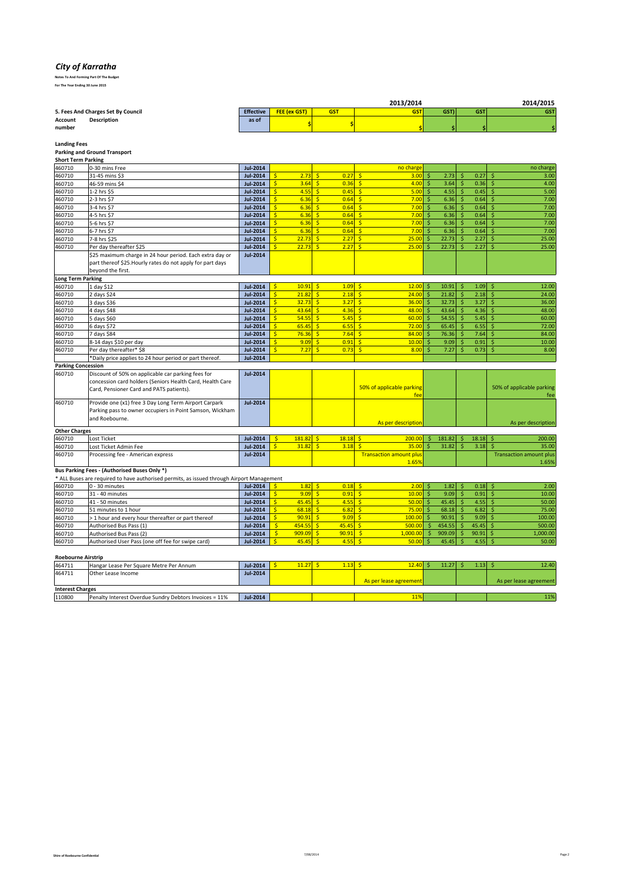# City of Karratha

**Notes To And Forming Part Of The Budget**

**For The Year Ending 30 June 2015**

| 5. Fees And Charges Set By Council | | Effective | FEE (ex GST) | GST | 2013/2014 GST | GST) | GST | 2014/2015 GST |
|---|---|---|---|---|---|---|---|---|
| Account number | Description | as of | $ | $ | $ | $ | $ | $ |
| **Landing Fees** | | | | | | | | |
| **Parking and Ground Transport** | | | | | | | | |
| **Short Term Parking** | | | | | | | | |
| 460710 | 0-30 mins Free | Jul-2014 | | | no charge | | | no charge |
| 460710 | 31-45 mins $3 | Jul-2014 | $ 2.73 | $ 0.27 | $ 3.00 | $ 2.73 | $ 0.27 | $ 3.00 |
| 460710 | 46-59 mins $4 | Jul-2014 | $ 3.64 | $ 0.36 | $ 4.00 | $ 3.64 | $ 0.36 | $ 4.00 |
| 460710 | 1-2 hrs $5 | Jul-2014 | $ 4.55 | $ 0.45 | $ 5.00 | $ 4.55 | $ 0.45 | $ 5.00 |
| 460710 | 2-3 hrs $7 | Jul-2014 | $ 6.36 | $ 0.64 | $ 7.00 | $ 6.36 | $ 0.64 | $ 7.00 |
| 460710 | 3-4 hrs $7 | Jul-2014 | $ 6.36 | $ 0.64 | $ 7.00 | $ 6.36 | $ 0.64 | $ 7.00 |
| 460710 | 4-5 hrs $7 | Jul-2014 | $ 6.36 | $ 0.64 | $ 7.00 | $ 6.36 | $ 0.64 | $ 7.00 |
| 460710 | 5-6 hrs $7 | Jul-2014 | $ 6.36 | $ 0.64 | $ 7.00 | $ 6.36 | $ 0.64 | $ 7.00 |
| 460710 | 6-7 hrs $7 | Jul-2014 | $ 6.36 | $ 0.64 | $ 7.00 | $ 6.36 | $ 0.64 | $ 7.00 |
| 460710 | 7-8 hrs $25 | Jul-2014 | $ 22.73 | $ 2.27 | $ 25.00 | $ 22.73 | $ 2.27 | $ 25.00 |
| 460710 | Per day thereafter $25 | Jul-2014 | $ 22.73 | $ 2.27 | $ 25.00 | $ 22.73 | $ 2.27 | $ 25.00 |
| | $25 maximum charge in 24 hour period. Each extra day or part thereof $25.Hourly rates do not apply for part days beyond the first. | Jul-2014 | | | | | | |
| **Long Term Parking** | | | | | | | | |
| 460710 | 1 day $12 | Jul-2014 | $ 10.91 | $ 1.09 | $ 12.00 | $ 10.91 | $ 1.09 | $ 12.00 |
| 460710 | 2 days $24 | Jul-2014 | $ 21.82 | $ 2.18 | $ 24.00 | $ 21.82 | $ 2.18 | $ 24.00 |
| 460710 | 3 days $36 | Jul-2014 | $ 32.73 | $ 3.27 | $ 36.00 | $ 32.73 | $ 3.27 | $ 36.00 |
| 460710 | 4 days $48 | Jul-2014 | $ 43.64 | $ 4.36 | $ 48.00 | $ 43.64 | $ 4.36 | $ 48.00 |
| 460710 | 5 days $60 | Jul-2014 | $ 54.55 | $ 5.45 | $ 60.00 | $ 54.55 | $ 5.45 | $ 60.00 |
| 460710 | 6 days $72 | Jul-2014 | $ 65.45 | $ 6.55 | $ 72.00 | $ 65.45 | $ 6.55 | $ 72.00 |
| 460710 | 7 days $84 | Jul-2014 | $ 76.36 | $ 7.64 | $ 84.00 | $ 76.36 | $ 7.64 | $ 84.00 |
| 460710 | 8-14 days $10 per day | Jul-2014 | $ 9.09 | $ 0.91 | $ 10.00 | $ 9.09 | $ 0.91 | $ 10.00 |
| 460710 | Per day thereafter* $8 | Jul-2014 | $ 7.27 | $ 0.73 | $ 8.00 | $ 7.27 | $ 0.73 | $ 8.00 |
| | *Daily price applies to 24 hour period or part thereof. | Jul-2014 | | | | | | |
| **Parking Concession** | | | | | | | | |
| 460710 | Discount of 50% on applicable car parking fees for concession card holders (Seniors Health Card, Health Care Card, Pensioner Card and PATS patients). | Jul-2014 | | | 50% of applicable parking fee | | | 50% of applicable parking fee |
| 460710 | Provide one (x1) free 3 Day Long Term Airport Carpark Parking pass to owner occupiers in Point Samson, Wickham and Roebourne. | Jul-2014 | | | As per description | | | As per description |
| **Other Charges** | | | | | | | | |
| 460710 | Lost Ticket | Jul-2014 | $ 181.82 | $ 18.18 | $ 200.00 | $ 181.82 | $ 18.18 | $ 200.00 |
| 460710 | Lost Ticket Admin Fee | Jul-2014 | $ 31.82 | $ 3.18 | $ 35.00 | $ 31.82 | $ 3.18 | $ 35.00 |
| 460710 | Processing fee - American express | Jul-2014 | | | Transaction amount plus 1.65% | | | Transaction amount plus 1.65% |
| **Bus Parking Fees - (Authorised Buses Only *)** | | | | | | | | |
| * ALL Buses are required to have authorised permits, as issued through Airport Management | | | | | | | | |
| 460710 | 0 - 30 minutes | Jul-2014 | $ 1.82 | $ 0.18 | $ 2.00 | $ 1.82 | $ 0.18 | $ 2.00 |
| 460710 | 31 - 40 minutes | Jul-2014 | $ 9.09 | $ 0.91 | $ 10.00 | $ 9.09 | $ 0.91 | $ 10.00 |
| 460710 | 41 - 50 minutes | Jul-2014 | $ 45.45 | $ 4.55 | $ 50.00 | $ 45.45 | $ 4.55 | $ 50.00 |
| 460710 | 51 minutes to 1 hour | Jul-2014 | $ 68.18 | $ 6.82 | $ 75.00 | $ 68.18 | $ 6.82 | $ 75.00 |
| 460710 | > 1 hour and every hour thereafter or part thereof | Jul-2014 | $ 90.91 | $ 9.09 | $ 100.00 | $ 90.91 | $ 9.09 | $ 100.00 |
| 460710 | Authorised Bus Pass (1) | Jul-2014 | $ 454.55 | $ 45.45 | $ 500.00 | $ 454.55 | $ 45.45 | $ 500.00 |
| 460710 | Authorised Bus Pass (2) | Jul-2014 | $ 909.09 | $ 90.91 | $ 1,000.00 | $ 909.09 | $ 90.91 | $ 1,000.00 |
| 460710 | Authorised User Pass (one off fee for swipe card) | Jul-2014 | $ 45.45 | $ 4.55 | $ 50.00 | $ 45.45 | $ 4.55 | $ 50.00 |
| **Roebourne Airstrip** | | | | | | | | |
| 464711 | Hangar Lease Per Square Metre Per Annum | Jul-2014 | $ 11.27 | $ 1.13 | $ 12.40 | $ 11.27 | $ 1.13 | $ 12.40 |
| 464711 | Other Lease Income | Jul-2014 | | | As per lease agreement | | | As per lease agreement |
| **Interest Charges** | | | | | | | | |
| 110800 | Penalty Interest Overdue Sundry Debtors Invoices = 11% | Jul-2014 | | | 11% | | | 11% |

Shire of Roebourne Confidential

7/08/2014